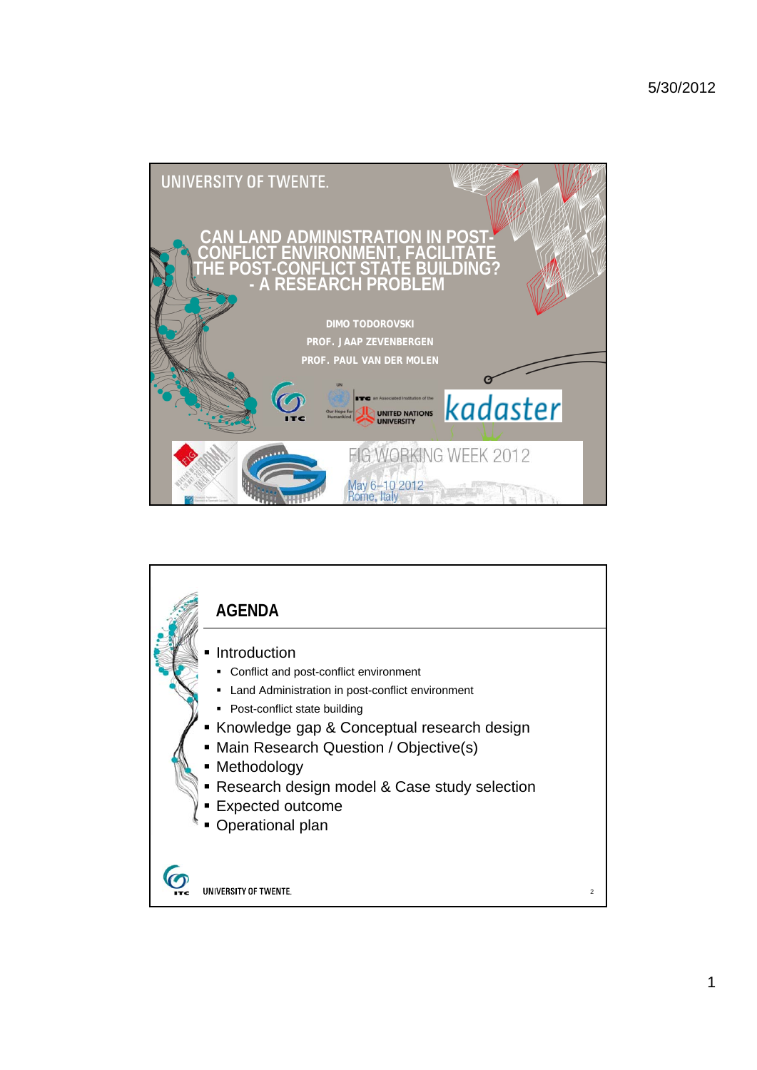# CAN LAND ADMINISTRATION IN POST-CONFLICT ENVIRONMENT, FACILITATE THE POST-CONFLICT STATE BUILDING? - A RESEARCH PROBLEM

UNIVERSITY OF TWENTE.

DIMO TODOROVSKI

PROF. JAAP ZEVENBERGEN

PROF. PAUL VAN DER MOLEN

ITC

UNITED NATIONS UNIVERSITY

kadaster

FIG WORKING WEEK 2012

May 6–10 2012
Rome, Italy

## AGENDA

- Introduction
  - Conflict and post-conflict environment
  - Land Administration in post-conflict environment
  - Post-conflict state building
- Knowledge gap & Conceptual research design
- Main Research Question / Objective(s)
- Methodology
- Research design model & Case study selection
- Expected outcome
- Operational plan

UNIVERSITY OF TWENTE.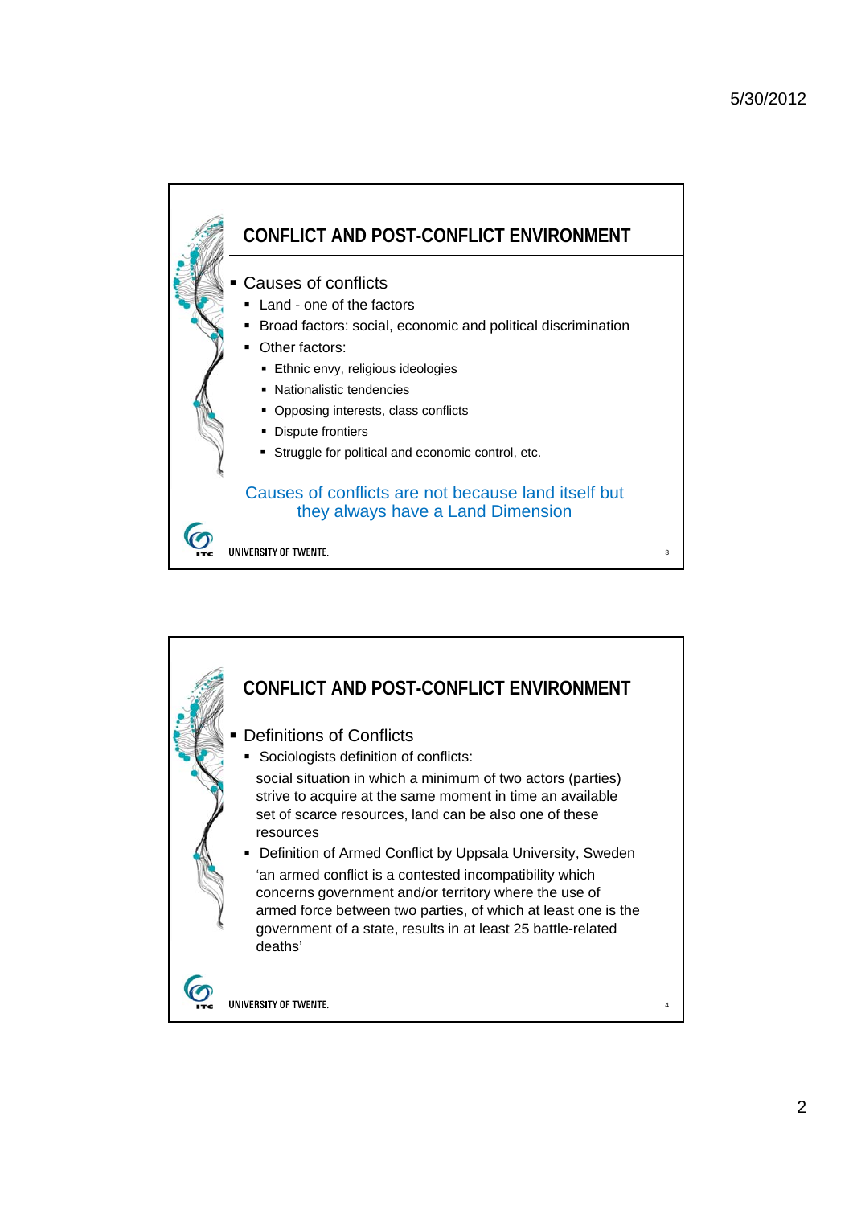## CONFLICT AND POST-CONFLICT ENVIRONMENT

- Causes of conflicts
  - Land - one of the factors
  - Broad factors: social, economic and political discrimination
  - Other factors:
    - Ethnic envy, religious ideologies
    - Nationalistic tendencies
    - Opposing interests, class conflicts
    - Dispute frontiers
    - Struggle for political and economic control, etc.

Causes of conflicts are not because land itself but they always have a Land Dimension

## CONFLICT AND POST-CONFLICT ENVIRONMENT

- Definitions of Conflicts
  - Sociologists definition of conflicts:

    social situation in which a minimum of two actors (parties) strive to acquire at the same moment in time an available set of scarce resources, land can be also one of these resources
  - Definition of Armed Conflict by Uppsala University, Sweden

    'an armed conflict is a contested incompatibility which concerns government and/or territory where the use of armed force between two parties, of which at least one is the government of a state, results in at least 25 battle-related deaths'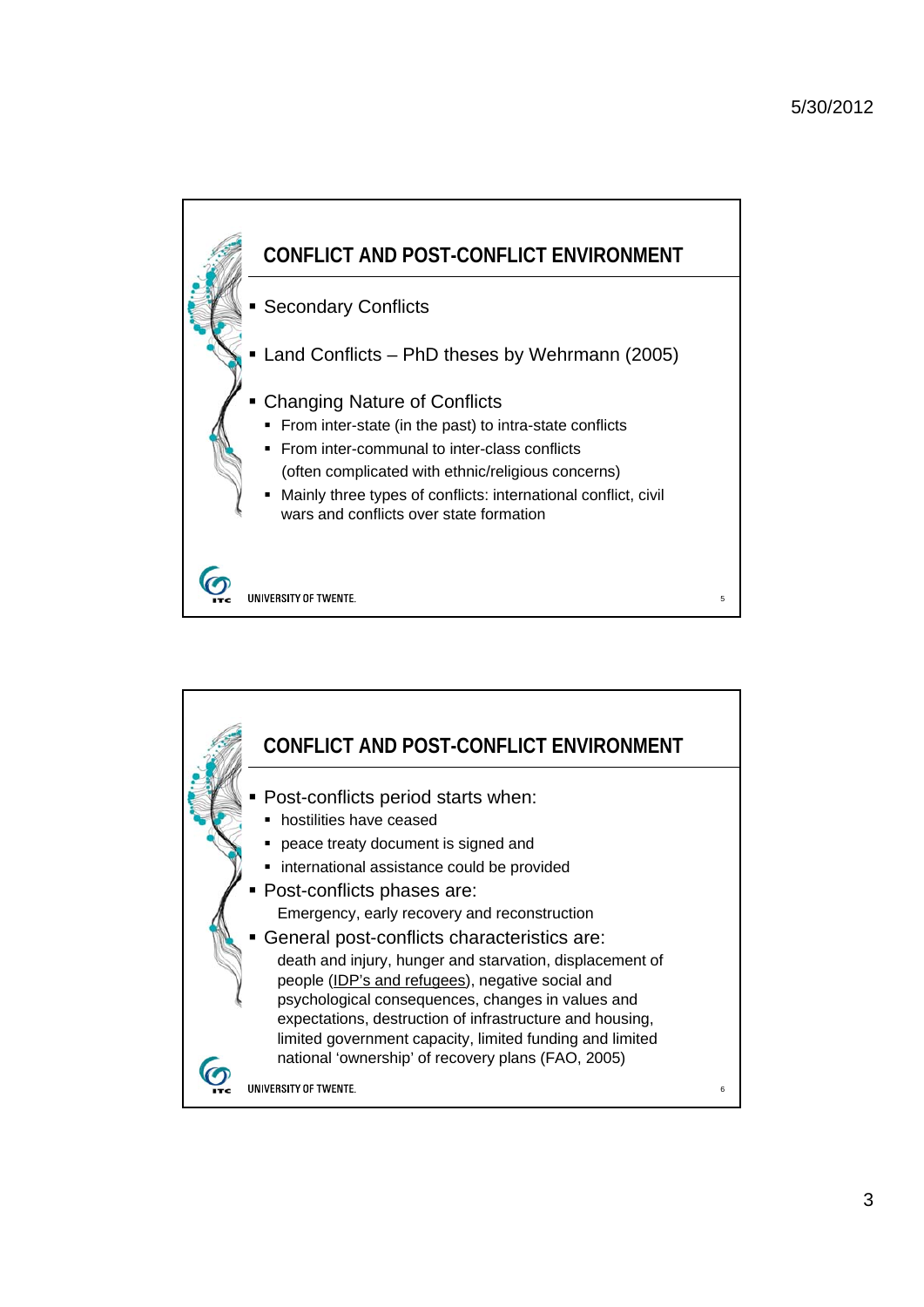## CONFLICT AND POST-CONFLICT ENVIRONMENT

- Secondary Conflicts
- Land Conflicts – PhD theses by Wehrmann (2005)
- Changing Nature of Conflicts
  - From inter-state (in the past) to intra-state conflicts
  - From inter-communal to inter-class conflicts (often complicated with ethnic/religious concerns)
  - Mainly three types of conflicts: international conflict, civil wars and conflicts over state formation

## CONFLICT AND POST-CONFLICT ENVIRONMENT

- Post-conflicts period starts when:
  - hostilities have ceased
  - peace treaty document is signed and
  - international assistance could be provided
- Post-conflicts phases are:
  
  Emergency, early recovery and reconstruction
- General post-conflicts characteristics are:
  
  death and injury, hunger and starvation, displacement of people (IDP's and refugees), negative social and psychological consequences, changes in values and expectations, destruction of infrastructure and housing, limited government capacity, limited funding and limited national 'ownership' of recovery plans (FAO, 2005)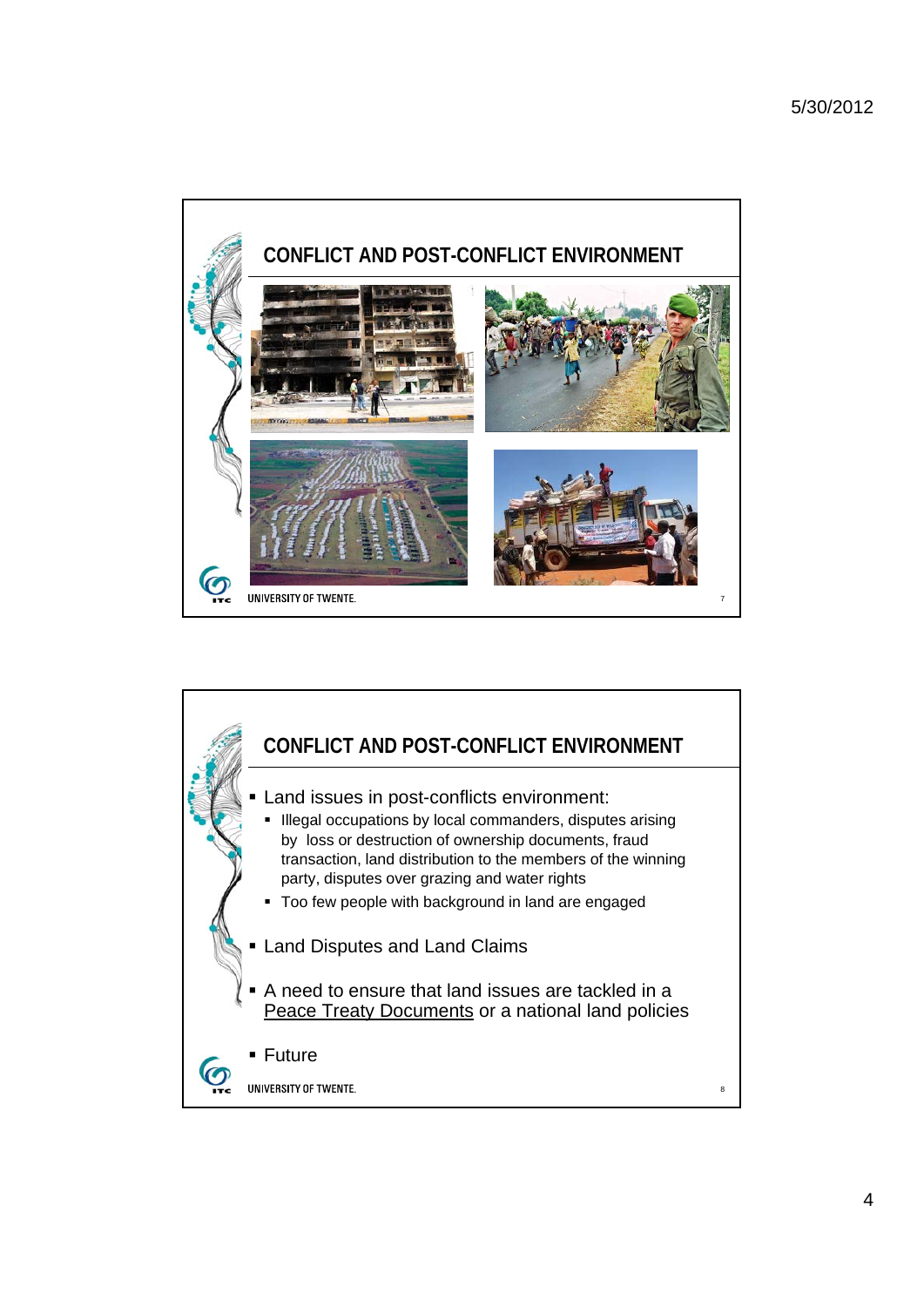## CONFLICT AND POST-CONFLICT ENVIRONMENT

## CONFLICT AND POST-CONFLICT ENVIRONMENT

- Land issues in post-conflicts environment:
  - Illegal occupations by local commanders, disputes arising by loss or destruction of ownership documents, fraud transaction, land distribution to the members of the winning party, disputes over grazing and water rights
  - Too few people with background in land are engaged
- Land Disputes and Land Claims
- A need to ensure that land issues are tackled in a Peace Treaty Documents or a national land policies
- Future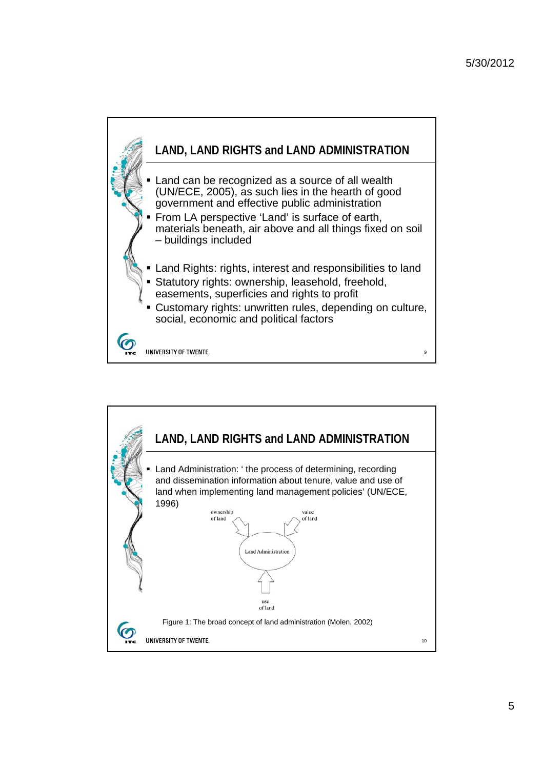## LAND, LAND RIGHTS and LAND ADMINISTRATION

- Land can be recognized as a source of all wealth (UN/ECE, 2005), as such lies in the hearth of good government and effective public administration
- From LA perspective 'Land' is surface of earth, materials beneath, air above and all things fixed on soil – buildings included
- Land Rights: rights, interest and responsibilities to land
- Statutory rights: ownership, leasehold, freehold, easements, superficies and rights to profit
- Customary rights: unwritten rules, depending on culture, social, economic and political factors

UNIVERSITY OF TWENTE.

## LAND, LAND RIGHTS and LAND ADMINISTRATION

- Land Administration: ' the process of determining, recording and dissemination information about tenure, value and use of land when implementing land management policies' (UN/ECE, 1996)

ownership of land → Land Administration ← value of land

use of land → Land Administration

Figure 1: The broad concept of land administration (Molen, 2002)

UNIVERSITY OF TWENTE.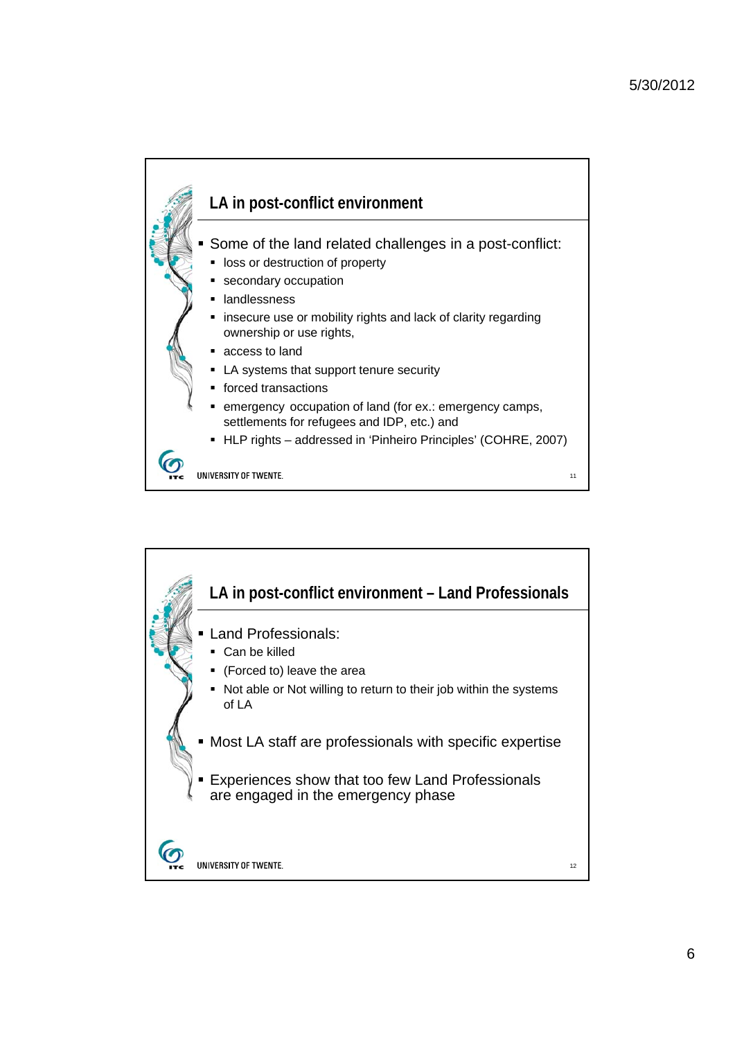## LA in post-conflict environment

- Some of the land related challenges in a post-conflict:
  - loss or destruction of property
  - secondary occupation
  - landlessness
  - insecure use or mobility rights and lack of clarity regarding ownership or use rights,
  - access to land
  - LA systems that support tenure security
  - forced transactions
  - emergency occupation of land (for ex.: emergency camps, settlements for refugees and IDP, etc.) and
  - HLP rights – addressed in 'Pinheiro Principles' (COHRE, 2007)

## LA in post-conflict environment – Land Professionals

- Land Professionals:
  - Can be killed
  - (Forced to) leave the area
  - Not able or Not willing to return to their job within the systems of LA
- Most LA staff are professionals with specific expertise
- Experiences show that too few Land Professionals are engaged in the emergency phase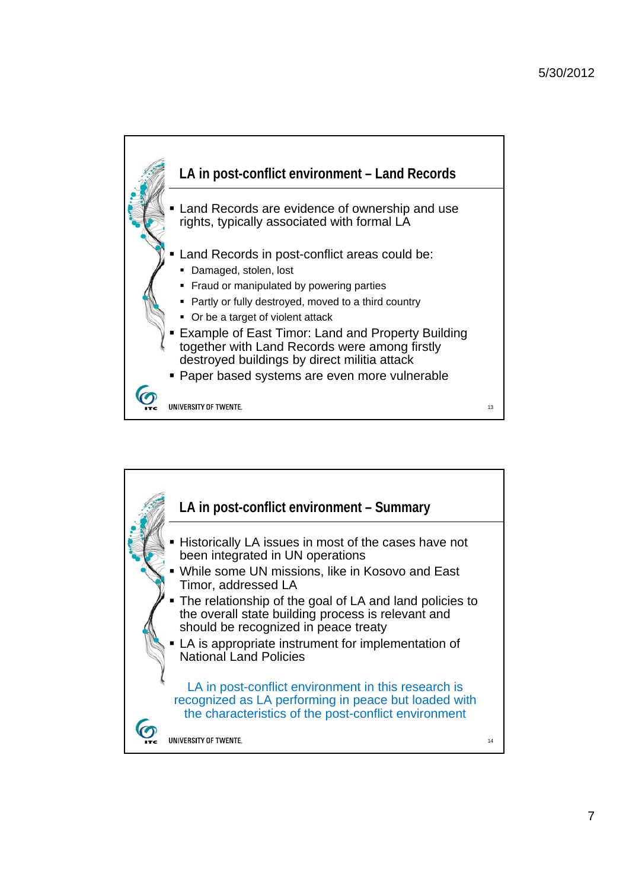## LA in post-conflict environment – Land Records

- Land Records are evidence of ownership and use rights, typically associated with formal LA
- Land Records in post-conflict areas could be:
  - Damaged, stolen, lost
  - Fraud or manipulated by powering parties
  - Partly or fully destroyed, moved to a third country
  - Or be a target of violent attack
- Example of East Timor: Land and Property Building together with Land Records were among firstly destroyed buildings by direct militia attack
- Paper based systems are even more vulnerable

UNIVERSITY OF TWENTE.

## LA in post-conflict environment – Summary

- Historically LA issues in most of the cases have not been integrated in UN operations
- While some UN missions, like in Kosovo and East Timor, addressed LA
- The relationship of the goal of LA and land policies to the overall state building process is relevant and should be recognized in peace treaty
- LA is appropriate instrument for implementation of National Land Policies

LA in post-conflict environment in this research is recognized as LA performing in peace but loaded with the characteristics of the post-conflict environment

UNIVERSITY OF TWENTE.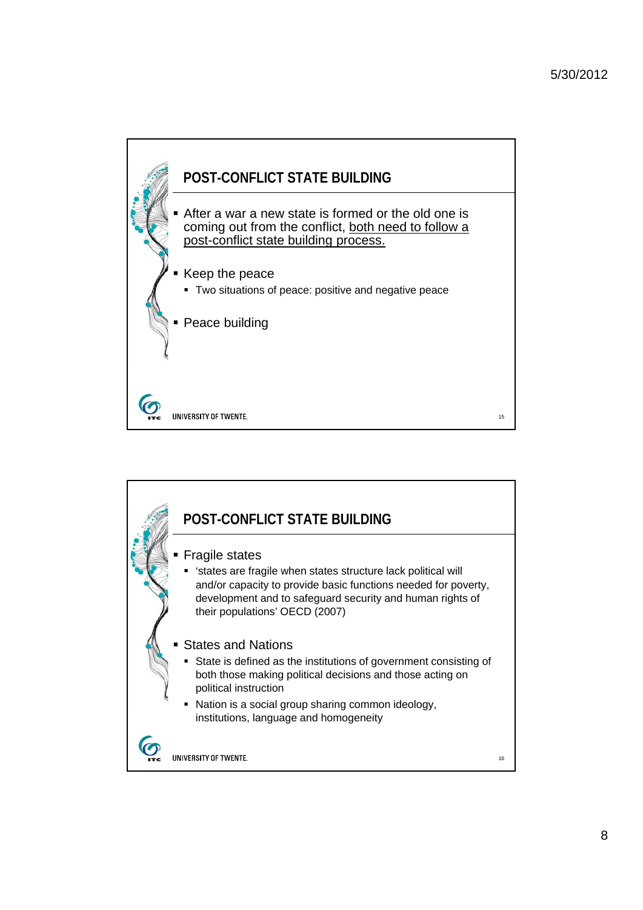## POST-CONFLICT STATE BUILDING

- After a war a new state is formed or the old one is coming out from the conflict, <u>both need to follow a post-conflict state building process.</u>
- Keep the peace
  - Two situations of peace: positive and negative peace
- Peace building

## POST-CONFLICT STATE BUILDING

- Fragile states
  - 'states are fragile when states structure lack political will and/or capacity to provide basic functions needed for poverty, development and to safeguard security and human rights of their populations' OECD (2007)
- States and Nations
  - State is defined as the institutions of government consisting of both those making political decisions and those acting on political instruction
  - Nation is a social group sharing common ideology, institutions, language and homogeneity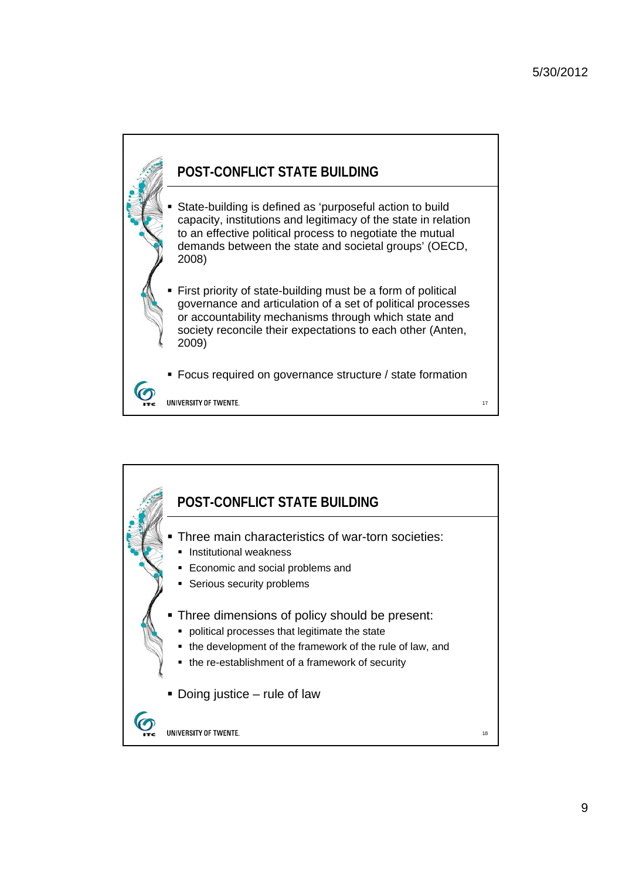## POST-CONFLICT STATE BUILDING

- State-building is defined as 'purposeful action to build capacity, institutions and legitimacy of the state in relation to an effective political process to negotiate the mutual demands between the state and societal groups' (OECD, 2008)
- First priority of state-building must be a form of political governance and articulation of a set of political processes or accountability mechanisms through which state and society reconcile their expectations to each other (Anten, 2009)
- Focus required on governance structure / state formation

## POST-CONFLICT STATE BUILDING

- Three main characteristics of war-torn societies:
  - Institutional weakness
  - Economic and social problems and
  - Serious security problems
- Three dimensions of policy should be present:
  - political processes that legitimate the state
  - the development of the framework of the rule of law, and
  - the re-establishment of a framework of security
- Doing justice – rule of law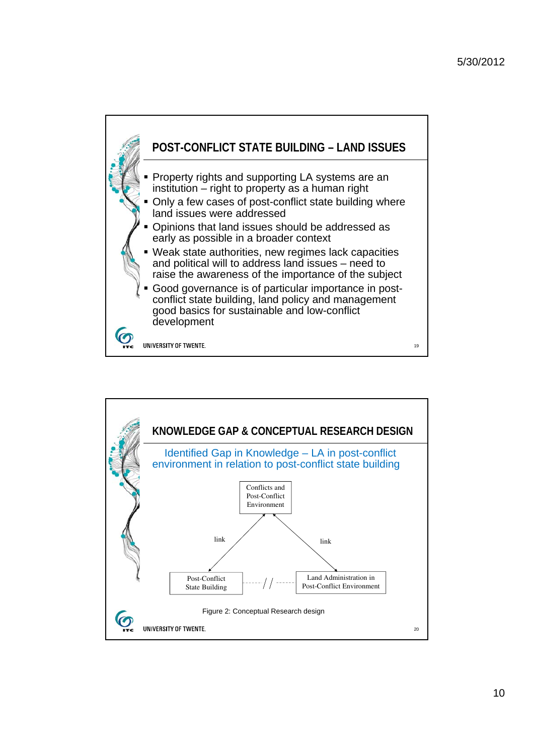## POST-CONFLICT STATE BUILDING – LAND ISSUES

- Property rights and supporting LA systems are an institution – right to property as a human right
- Only a few cases of post-conflict state building where land issues were addressed
- Opinions that land issues should be addressed as early as possible in a broader context
- Weak state authorities, new regimes lack capacities and political will to address land issues – need to raise the awareness of the importance of the subject
- Good governance is of particular importance in post-conflict state building, land policy and management good basics for sustainable and low-conflict development

## KNOWLEDGE GAP & CONCEPTUAL RESEARCH DESIGN

Identified Gap in Knowledge – LA in post-conflict environment in relation to post-conflict state building

Conflicts and Post-Conflict Environment

link — Post-Conflict State Building

link — Land Administration in Post-Conflict Environment

Post-Conflict State Building - - - / / - - - Land Administration in Post-Conflict Environment

Figure 2: Conceptual Research design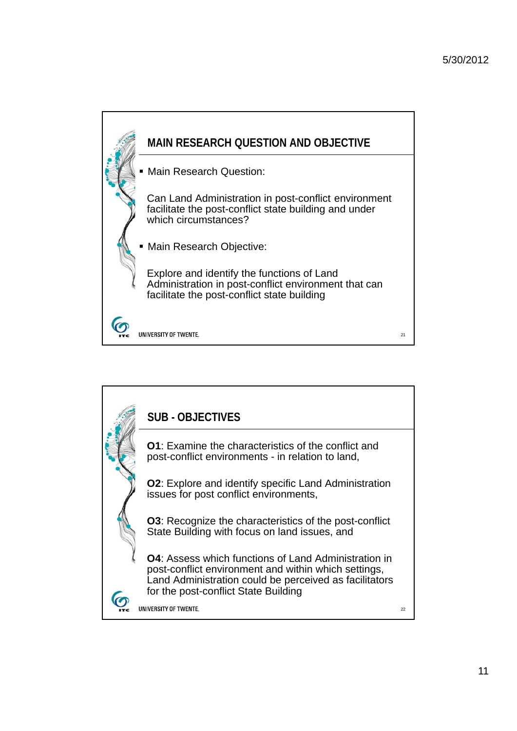## MAIN RESEARCH QUESTION AND OBJECTIVE

- Main Research Question:

Can Land Administration in post-conflict environment facilitate the post-conflict state building and under which circumstances?

- Main Research Objective:

Explore and identify the functions of Land Administration in post-conflict environment that can facilitate the post-conflict state building

## SUB - OBJECTIVES

**O1**: Examine the characteristics of the conflict and post-conflict environments - in relation to land,

**O2**: Explore and identify specific Land Administration issues for post conflict environments,

**O3**: Recognize the characteristics of the post-conflict State Building with focus on land issues, and

**O4**: Assess which functions of Land Administration in post-conflict environment and within which settings, Land Administration could be perceived as facilitators for the post-conflict State Building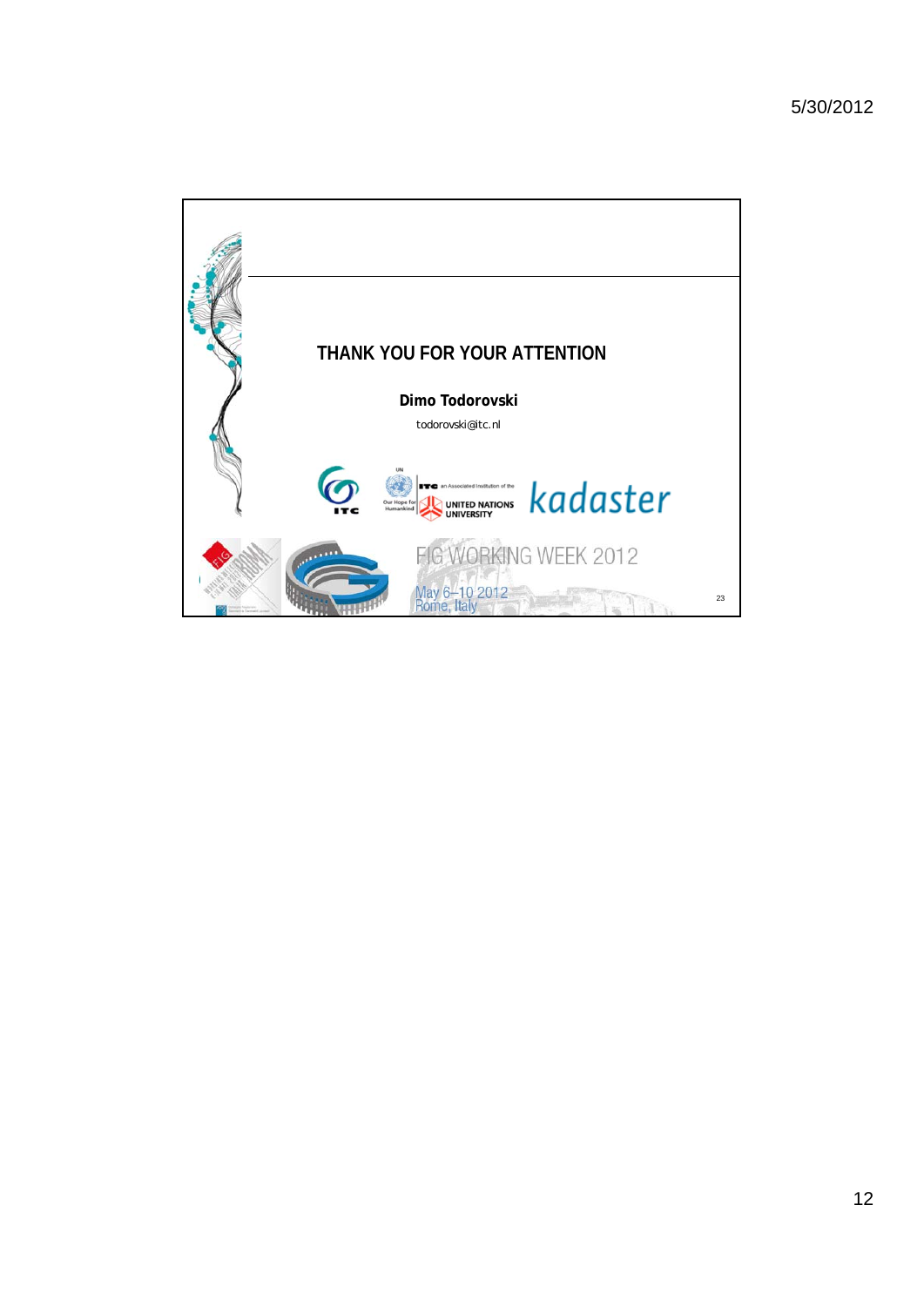**THANK YOU FOR YOUR ATTENTION**

**Dimo Todorovski**

todorovski@itc.nl

FIG WORKING WEEK 2012

May 6–10 2012
Rome, Italy